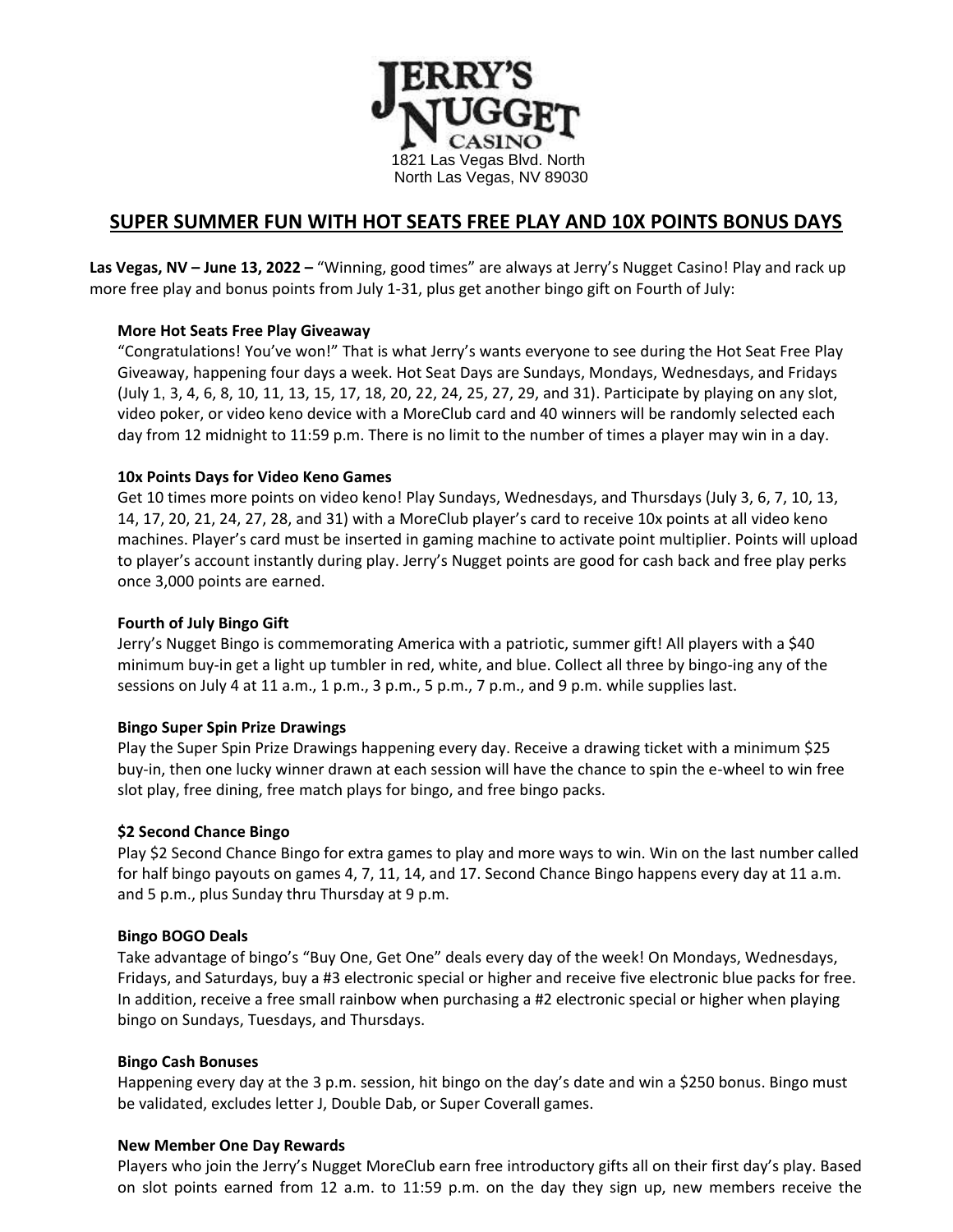JERRY'S NUGGET CASINO

1821 Las Vegas Blvd. North
North Las Vegas, NV 89030

## SUPER SUMMER FUN WITH HOT SEATS FREE PLAY AND 10X POINTS BONUS DAYS

**Las Vegas, NV – June 13, 2022 –** "Winning, good times" are always at Jerry's Nugget Casino! Play and rack up more free play and bonus points from July 1-31, plus get another bingo gift on Fourth of July:

**More Hot Seats Free Play Giveaway**

"Congratulations! You've won!" That is what Jerry's wants everyone to see during the Hot Seat Free Play Giveaway, happening four days a week. Hot Seat Days are Sundays, Mondays, Wednesdays, and Fridays (July 1, 3, 4, 6, 8, 10, 11, 13, 15, 17, 18, 20, 22, 24, 25, 27, 29, and 31). Participate by playing on any slot, video poker, or video keno device with a MoreClub card and 40 winners will be randomly selected each day from 12 midnight to 11:59 p.m. There is no limit to the number of times a player may win in a day.

**10x Points Days for Video Keno Games**

Get 10 times more points on video keno! Play Sundays, Wednesdays, and Thursdays (July 3, 6, 7, 10, 13, 14, 17, 20, 21, 24, 27, 28, and 31) with a MoreClub player's card to receive 10x points at all video keno machines. Player's card must be inserted in gaming machine to activate point multiplier. Points will upload to player's account instantly during play. Jerry's Nugget points are good for cash back and free play perks once 3,000 points are earned.

**Fourth of July Bingo Gift**

Jerry's Nugget Bingo is commemorating America with a patriotic, summer gift! All players with a $40 minimum buy-in get a light up tumbler in red, white, and blue. Collect all three by bingo-ing any of the sessions on July 4 at 11 a.m., 1 p.m., 3 p.m., 5 p.m., 7 p.m., and 9 p.m. while supplies last.

**Bingo Super Spin Prize Drawings**

Play the Super Spin Prize Drawings happening every day. Receive a drawing ticket with a minimum $25 buy-in, then one lucky winner drawn at each session will have the chance to spin the e-wheel to win free slot play, free dining, free match plays for bingo, and free bingo packs.

**$2 Second Chance Bingo**

Play $2 Second Chance Bingo for extra games to play and more ways to win. Win on the last number called for half bingo payouts on games 4, 7, 11, 14, and 17. Second Chance Bingo happens every day at 11 a.m. and 5 p.m., plus Sunday thru Thursday at 9 p.m.

**Bingo BOGO Deals**

Take advantage of bingo's "Buy One, Get One" deals every day of the week! On Mondays, Wednesdays, Fridays, and Saturdays, buy a #3 electronic special or higher and receive five electronic blue packs for free. In addition, receive a free small rainbow when purchasing a #2 electronic special or higher when playing bingo on Sundays, Tuesdays, and Thursdays.

**Bingo Cash Bonuses**

Happening every day at the 3 p.m. session, hit bingo on the day's date and win a $250 bonus. Bingo must be validated, excludes letter J, Double Dab, or Super Coverall games.

**New Member One Day Rewards**

Players who join the Jerry's Nugget MoreClub earn free introductory gifts all on their first day's play. Based on slot points earned from 12 a.m. to 11:59 p.m. on the day they sign up, new members receive the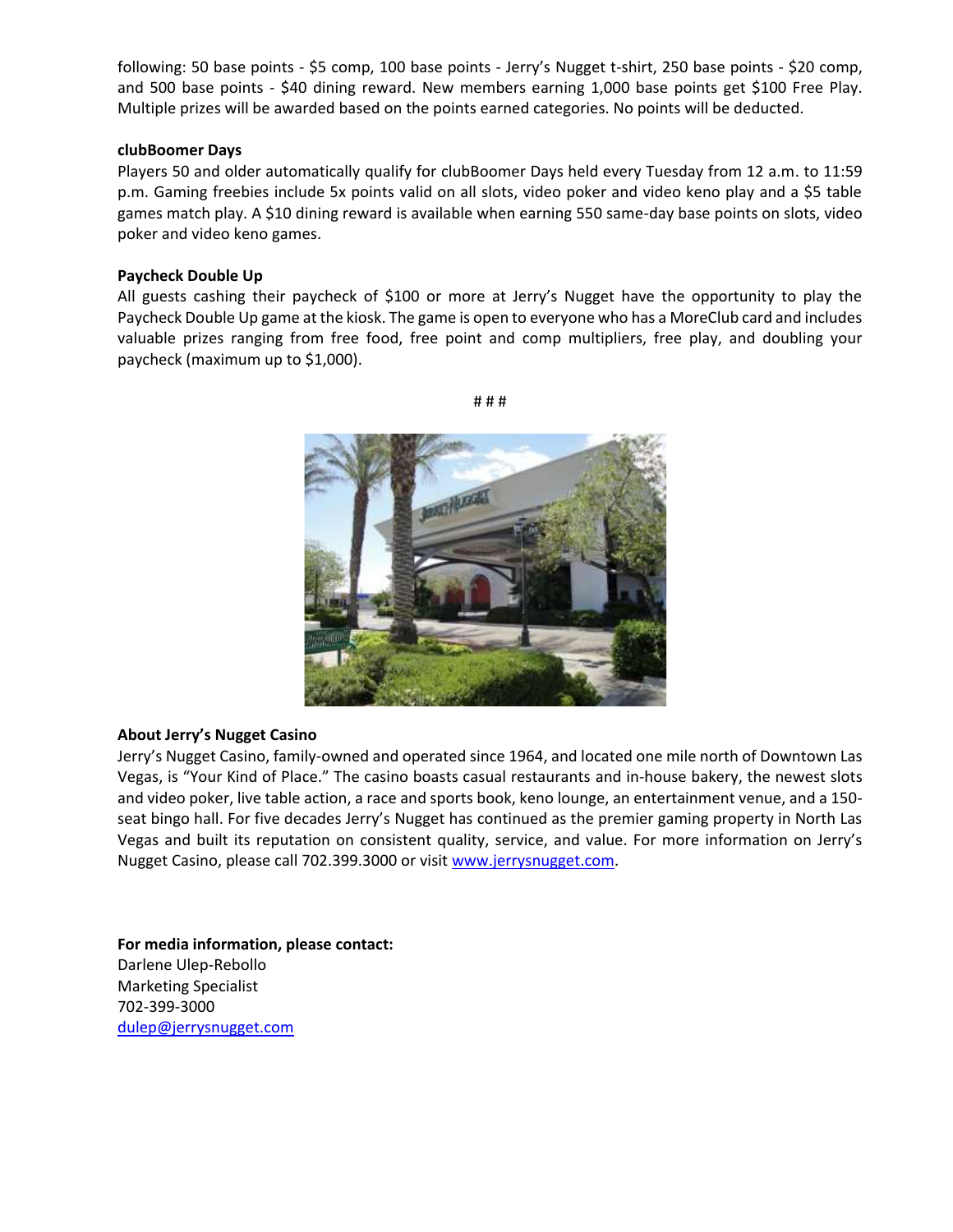following: 50 base points - $5 comp, 100 base points - Jerry's Nugget t-shirt, 250 base points - $20 comp, and 500 base points - $40 dining reward. New members earning 1,000 base points get $100 Free Play. Multiple prizes will be awarded based on the points earned categories. No points will be deducted.

**clubBoomer Days**

Players 50 and older automatically qualify for clubBoomer Days held every Tuesday from 12 a.m. to 11:59 p.m. Gaming freebies include 5x points valid on all slots, video poker and video keno play and a $5 table games match play. A $10 dining reward is available when earning 550 same-day base points on slots, video poker and video keno games.

**Paycheck Double Up**

All guests cashing their paycheck of $100 or more at Jerry's Nugget have the opportunity to play the Paycheck Double Up game at the kiosk. The game is open to everyone who has a MoreClub card and includes valuable prizes ranging from free food, free point and comp multipliers, free play, and doubling your paycheck (maximum up to $1,000).

# # #

**About Jerry's Nugget Casino**

Jerry's Nugget Casino, family-owned and operated since 1964, and located one mile north of Downtown Las Vegas, is "Your Kind of Place." The casino boasts casual restaurants and in-house bakery, the newest slots and video poker, live table action, a race and sports book, keno lounge, an entertainment venue, and a 150-seat bingo hall. For five decades Jerry's Nugget has continued as the premier gaming property in North Las Vegas and built its reputation on consistent quality, service, and value. For more information on Jerry's Nugget Casino, please call 702.399.3000 or visit www.jerrysnugget.com.

**For media information, please contact:**

Darlene Ulep-Rebollo
Marketing Specialist
702-399-3000
dulep@jerrysnugget.com